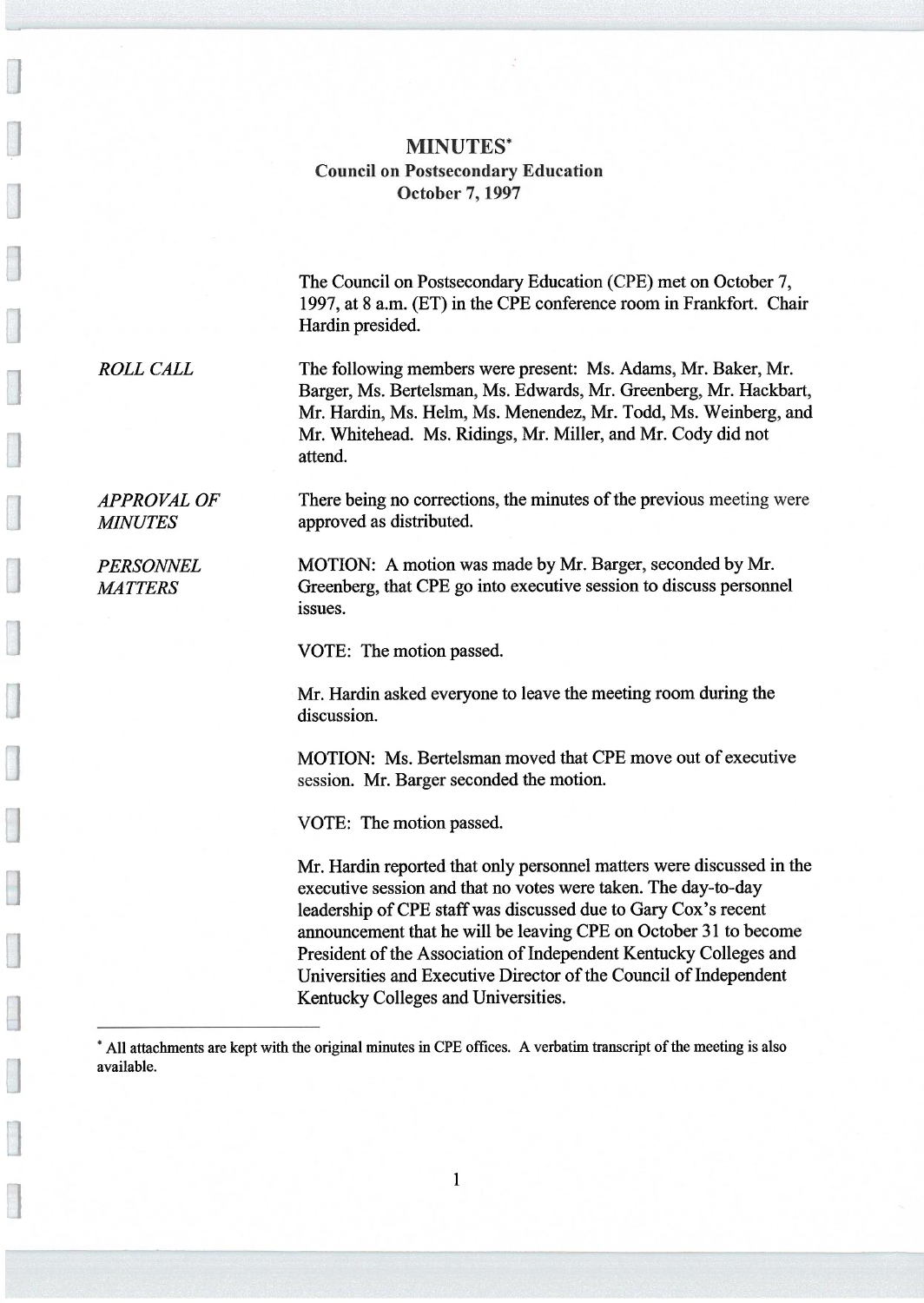# MINUTES*

## Council on Postsecondary Education
## October 7, 1997

The Council on Postsecondary Education (CPE) met on October 7, 1997, at 8 a.m. (ET) in the CPE conference room in Frankfort. Chair Hardin presided.

*ROLL CALL*

The following members were present: Ms. Adams, Mr. Baker, Mr. Barger, Ms. Bertelsman, Ms. Edwards, Mr. Greenberg, Mr. Hackbart, Mr. Hardin, Ms. Helm, Ms. Menendez, Mr. Todd, Ms. Weinberg, and Mr. Whitehead. Ms. Ridings, Mr. Miller, and Mr. Cody did not attend.

*APPROVAL OF MINUTES*

There being no corrections, the minutes of the previous meeting were approved as distributed.

*PERSONNEL MATTERS*

MOTION: A motion was made by Mr. Barger, seconded by Mr. Greenberg, that CPE go into executive session to discuss personnel issues.

VOTE: The motion passed.

Mr. Hardin asked everyone to leave the meeting room during the discussion.

MOTION: Ms. Bertelsman moved that CPE move out of executive session. Mr. Barger seconded the motion.

VOTE: The motion passed.

Mr. Hardin reported that only personnel matters were discussed in the executive session and that no votes were taken. The day-to-day leadership of CPE staff was discussed due to Gary Cox's recent announcement that he will be leaving CPE on October 31 to become President of the Association of Independent Kentucky Colleges and Universities and Executive Director of the Council of Independent Kentucky Colleges and Universities.

---

* All attachments are kept with the original minutes in CPE offices. A verbatim transcript of the meeting is also available.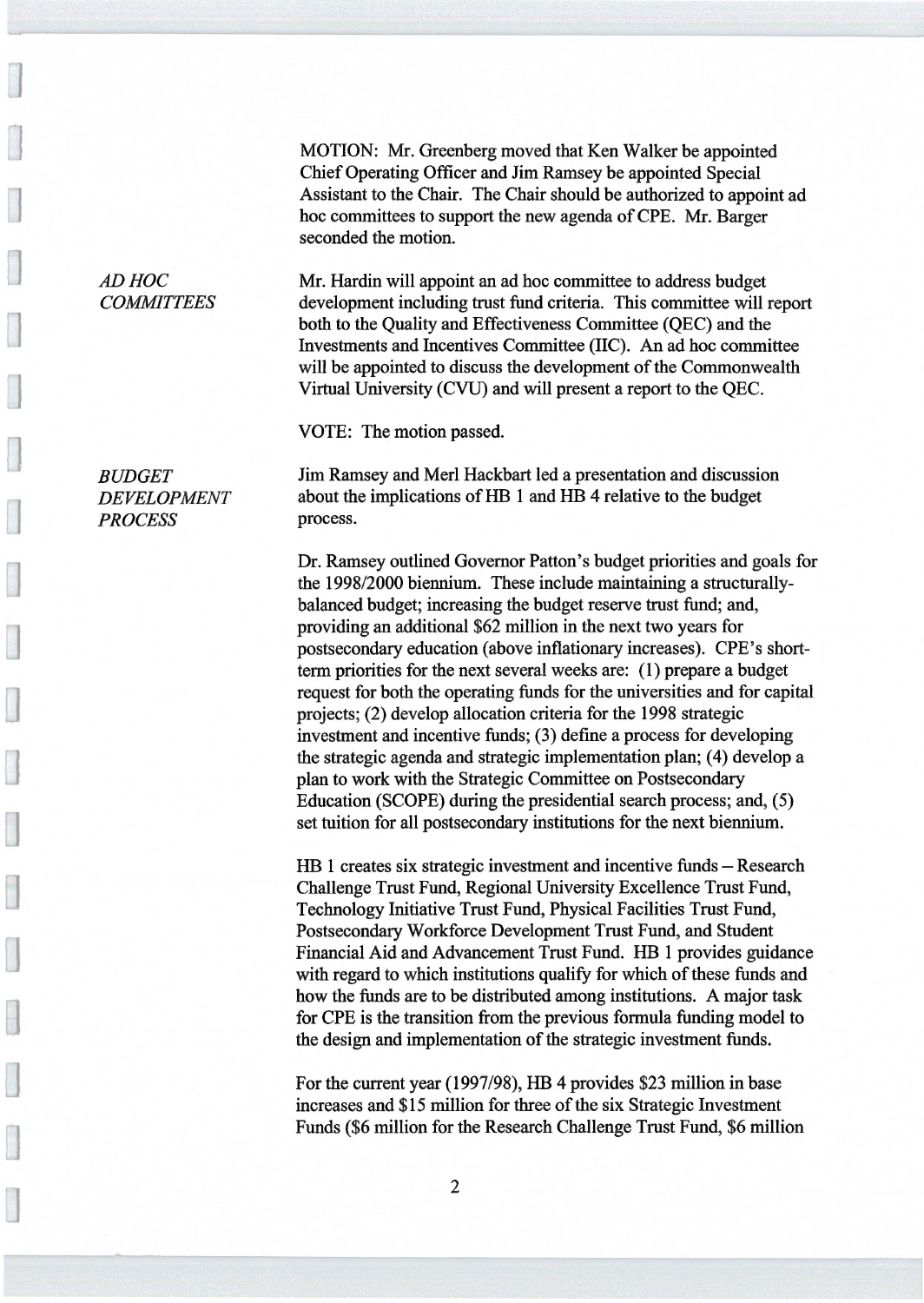MOTION: Mr. Greenberg moved that Ken Walker be appointed Chief Operating Officer and Jim Ramsey be appointed Special Assistant to the Chair. The Chair should be authorized to appoint ad hoc committees to support the new agenda of CPE. Mr. Barger seconded the motion.

*AD HOC COMMITTEES*

Mr. Hardin will appoint an ad hoc committee to address budget development including trust fund criteria. This committee will report both to the Quality and Effectiveness Committee (QEC) and the Investments and Incentives Committee (IIC). An ad hoc committee will be appointed to discuss the development of the Commonwealth Virtual University (CVU) and will present a report to the QEC.

VOTE: The motion passed.

*BUDGET DEVELOPMENT PROCESS*

Jim Ramsey and Merl Hackbart led a presentation and discussion about the implications of HB 1 and HB 4 relative to the budget process.

Dr. Ramsey outlined Governor Patton's budget priorities and goals for the 1998/2000 biennium. These include maintaining a structurally-balanced budget; increasing the budget reserve trust fund; and, providing an additional $62 million in the next two years for postsecondary education (above inflationary increases). CPE's short-term priorities for the next several weeks are: (1) prepare a budget request for both the operating funds for the universities and for capital projects; (2) develop allocation criteria for the 1998 strategic investment and incentive funds; (3) define a process for developing the strategic agenda and strategic implementation plan; (4) develop a plan to work with the Strategic Committee on Postsecondary Education (SCOPE) during the presidential search process; and, (5) set tuition for all postsecondary institutions for the next biennium.

HB 1 creates six strategic investment and incentive funds – Research Challenge Trust Fund, Regional University Excellence Trust Fund, Technology Initiative Trust Fund, Physical Facilities Trust Fund, Postsecondary Workforce Development Trust Fund, and Student Financial Aid and Advancement Trust Fund. HB 1 provides guidance with regard to which institutions qualify for which of these funds and how the funds are to be distributed among institutions. A major task for CPE is the transition from the previous formula funding model to the design and implementation of the strategic investment funds.

For the current year (1997/98), HB 4 provides $23 million in base increases and $15 million for three of the six Strategic Investment Funds ($6 million for the Research Challenge Trust Fund, $6 million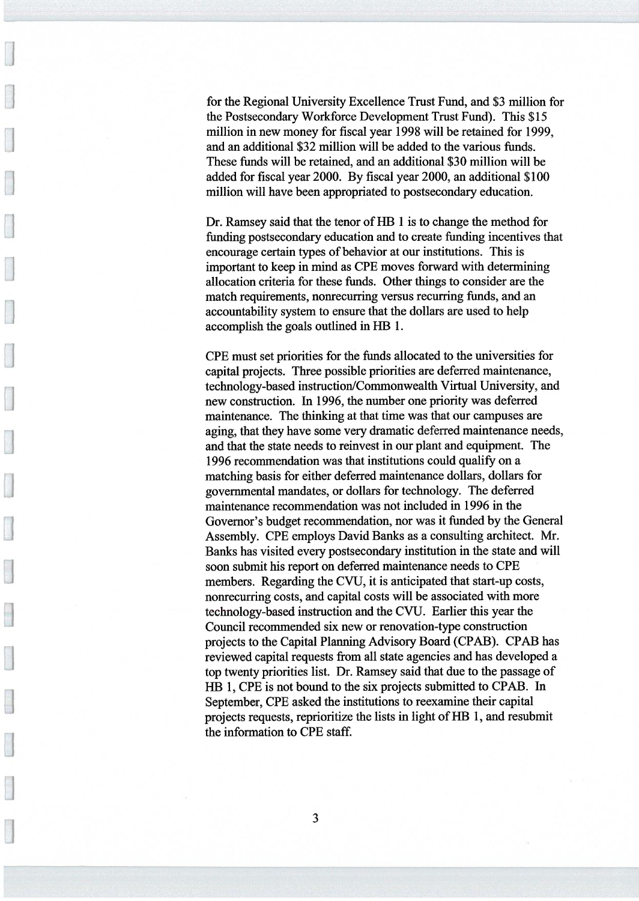for the Regional University Excellence Trust Fund, and $3 million for the Postsecondary Workforce Development Trust Fund). This $15 million in new money for fiscal year 1998 will be retained for 1999, and an additional $32 million will be added to the various funds. These funds will be retained, and an additional $30 million will be added for fiscal year 2000. By fiscal year 2000, an additional $100 million will have been appropriated to postsecondary education.

Dr. Ramsey said that the tenor of HB 1 is to change the method for funding postsecondary education and to create funding incentives that encourage certain types of behavior at our institutions. This is important to keep in mind as CPE moves forward with determining allocation criteria for these funds. Other things to consider are the match requirements, nonrecurring versus recurring funds, and an accountability system to ensure that the dollars are used to help accomplish the goals outlined in HB 1.

CPE must set priorities for the funds allocated to the universities for capital projects. Three possible priorities are deferred maintenance, technology-based instruction/Commonwealth Virtual University, and new construction. In 1996, the number one priority was deferred maintenance. The thinking at that time was that our campuses are aging, that they have some very dramatic deferred maintenance needs, and that the state needs to reinvest in our plant and equipment. The 1996 recommendation was that institutions could qualify on a matching basis for either deferred maintenance dollars, dollars for governmental mandates, or dollars for technology. The deferred maintenance recommendation was not included in 1996 in the Governor's budget recommendation, nor was it funded by the General Assembly. CPE employs David Banks as a consulting architect. Mr. Banks has visited every postsecondary institution in the state and will soon submit his report on deferred maintenance needs to CPE members. Regarding the CVU, it is anticipated that start-up costs, nonrecurring costs, and capital costs will be associated with more technology-based instruction and the CVU. Earlier this year the Council recommended six new or renovation-type construction projects to the Capital Planning Advisory Board (CPAB). CPAB has reviewed capital requests from all state agencies and has developed a top twenty priorities list. Dr. Ramsey said that due to the passage of HB 1, CPE is not bound to the six projects submitted to CPAB. In September, CPE asked the institutions to reexamine their capital projects requests, reprioritize the lists in light of HB 1, and resubmit the information to CPE staff.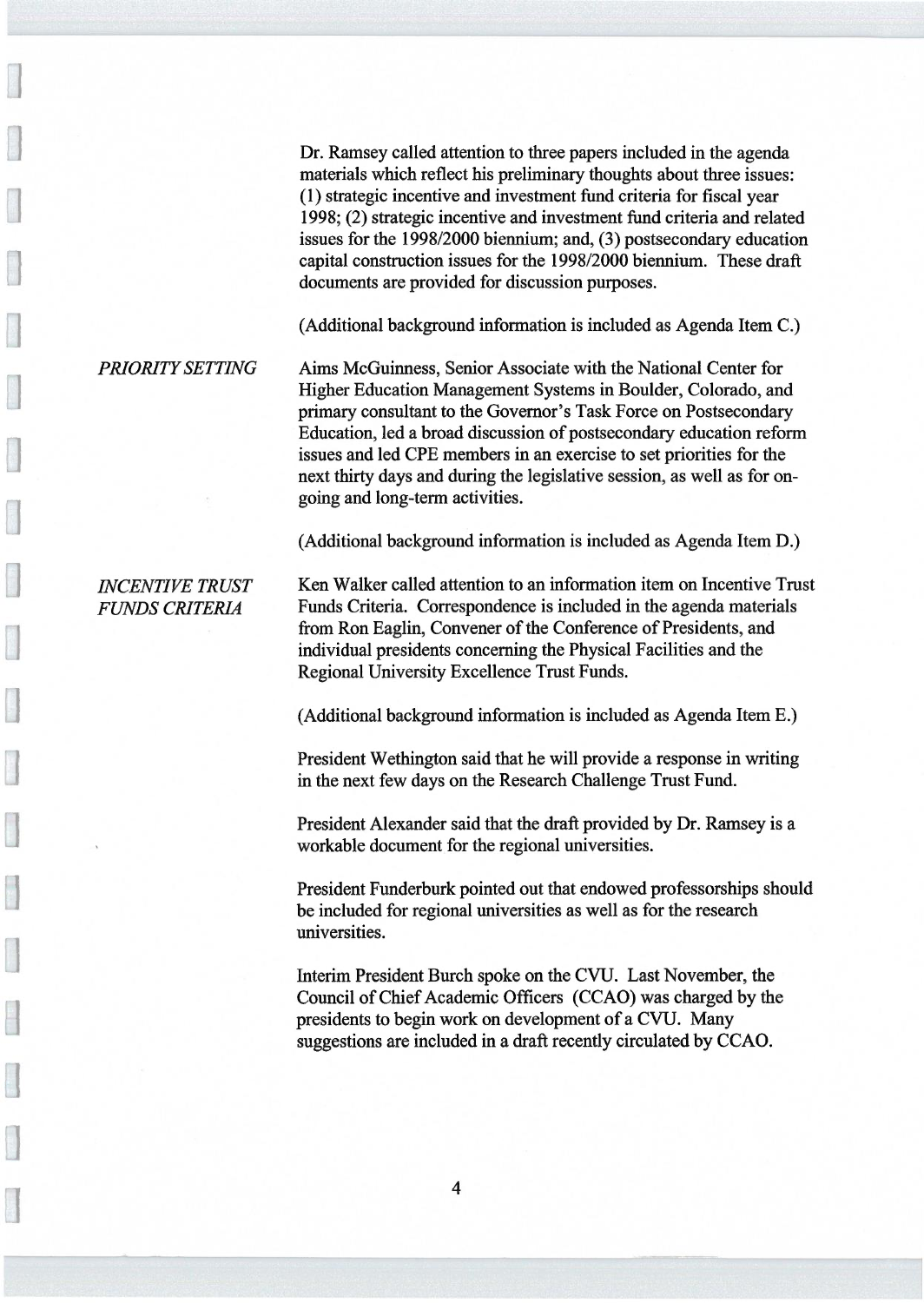Dr. Ramsey called attention to three papers included in the agenda materials which reflect his preliminary thoughts about three issues: (1) strategic incentive and investment fund criteria for fiscal year 1998; (2) strategic incentive and investment fund criteria and related issues for the 1998/2000 biennium; and, (3) postsecondary education capital construction issues for the 1998/2000 biennium. These draft documents are provided for discussion purposes.

(Additional background information is included as Agenda Item C.)

*PRIORITY SETTING*

Aims McGuinness, Senior Associate with the National Center for Higher Education Management Systems in Boulder, Colorado, and primary consultant to the Governor's Task Force on Postsecondary Education, led a broad discussion of postsecondary education reform issues and led CPE members in an exercise to set priorities for the next thirty days and during the legislative session, as well as for on-going and long-term activities.

(Additional background information is included as Agenda Item D.)

*INCENTIVE TRUST FUNDS CRITERIA*

Ken Walker called attention to an information item on Incentive Trust Funds Criteria. Correspondence is included in the agenda materials from Ron Eaglin, Convener of the Conference of Presidents, and individual presidents concerning the Physical Facilities and the Regional University Excellence Trust Funds.

(Additional background information is included as Agenda Item E.)

President Wethington said that he will provide a response in writing in the next few days on the Research Challenge Trust Fund.

President Alexander said that the draft provided by Dr. Ramsey is a workable document for the regional universities.

President Funderburk pointed out that endowed professorships should be included for regional universities as well as for the research universities.

Interim President Burch spoke on the CVU. Last November, the Council of Chief Academic Officers (CCAO) was charged by the presidents to begin work on development of a CVU. Many suggestions are included in a draft recently circulated by CCAO.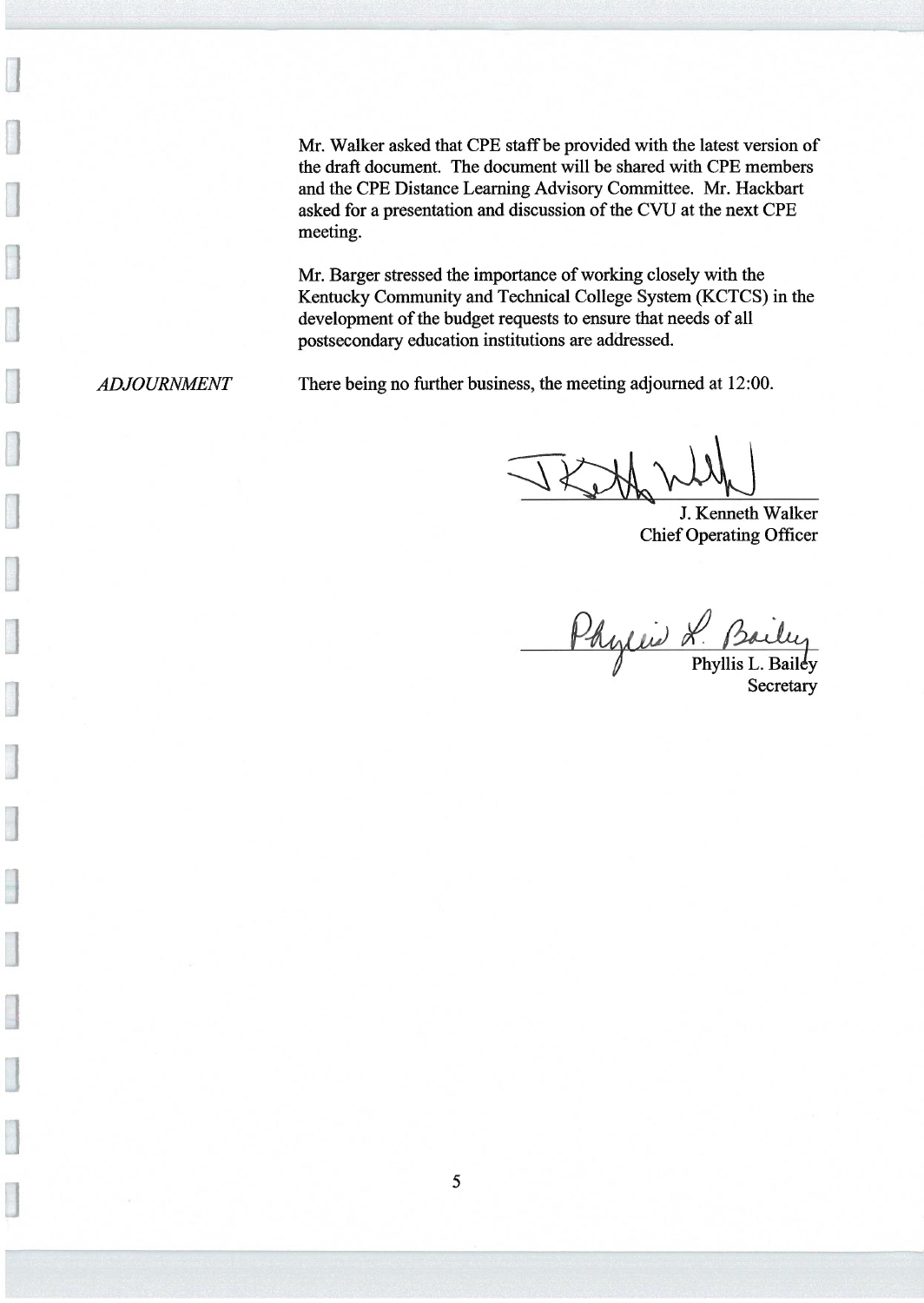Mr. Walker asked that CPE staff be provided with the latest version of the draft document. The document will be shared with CPE members and the CPE Distance Learning Advisory Committee. Mr. Hackbart asked for a presentation and discussion of the CVU at the next CPE meeting.

Mr. Barger stressed the importance of working closely with the Kentucky Community and Technical College System (KCTCS) in the development of the budget requests to ensure that needs of all postsecondary education institutions are addressed.

*ADJOURNMENT*

There being no further business, the meeting adjourned at 12:00.

J. Kenneth Walker
Chief Operating Officer

Phyllis L. Bailey
Secretary